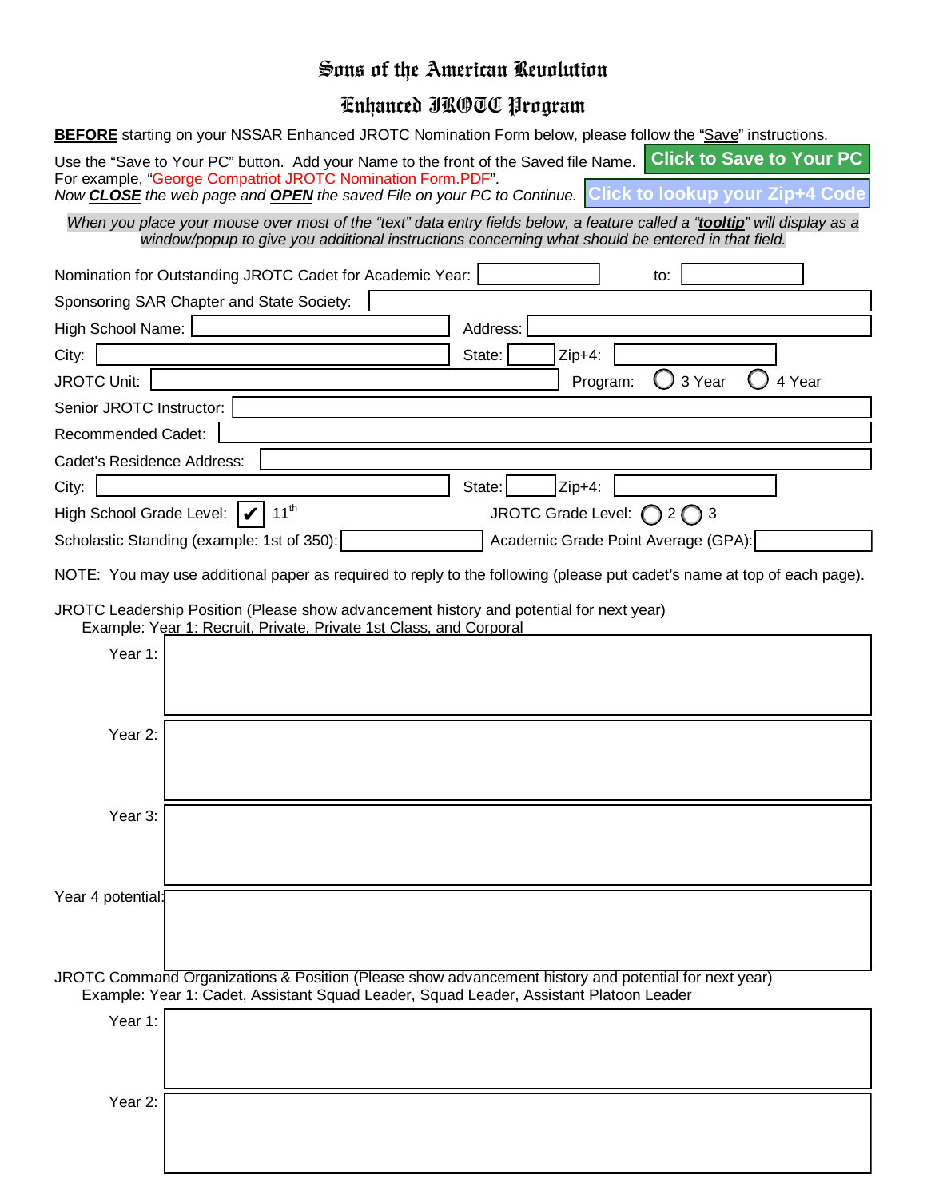# Sons of the American Revolution

## Enhanced JROTC Program

**BEFORE** starting on your NSSAR Enhanced JROTC Nomination Form below, please follow the "Save" instructions.

Use the "Save to Your PC" button. Add your Name to the front of the Saved file Name. **Click to Save to Your PC**

For example, "George Compatriot JROTC Nomination Form.PDF".

*Now **CLOSE** the web page and **OPEN** the saved File on your PC to Continue.* **Click to lookup your Zip+4 Code**

*When you place your mouse over most of the "text" data entry fields below, a feature called a "**tooltip**" will display as a window/popup to give you additional instructions concerning what should be entered in that field.*

Nomination for Outstanding JROTC Cadet for Academic Year: ____________ to: ____________

Sponsoring SAR Chapter and State Society: ____________

High School Name: ____________ Address: ____________

City: ____________ State: ______ Zip+4: ____________

JROTC Unit: ____________ Program: ◯ 3 Year ◯ 4 Year

Senior JROTC Instructor: ____________

Recommended Cadet: ____________

Cadet's Residence Address: ____________

City: ____________ State: ______ Zip+4: ____________

High School Grade Level: ☑ 11th JROTC Grade Level: ◯ 2 ◯ 3

Scholastic Standing (example: 1st of 350): ____________ Academic Grade Point Average (GPA): ____________

NOTE: You may use additional paper as required to reply to the following (please put cadet's name at top of each page).

JROTC Leadership Position (Please show advancement history and potential for next year)
Example: Year 1: Recruit, Private, Private 1st Class, and Corporal

Year 1:

Year 2:

Year 3:

Year 4 potential:

JROTC Command Organizations & Position (Please show advancement history and potential for next year)
Example: Year 1: Cadet, Assistant Squad Leader, Squad Leader, Assistant Platoon Leader

Year 1:

Year 2: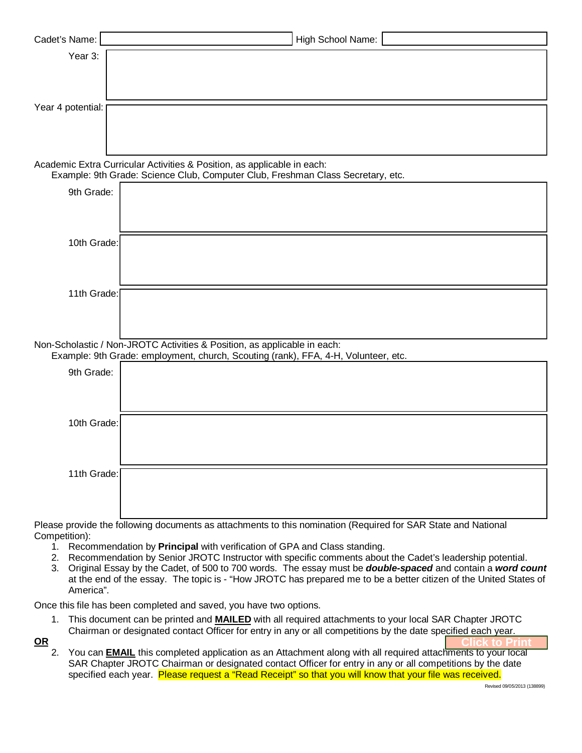Cadet's Name: High School Name:

Year 3:

Year 4 potential:

Academic Extra Curricular Activities & Position, as applicable in each:
Example: 9th Grade: Science Club, Computer Club, Freshman Class Secretary, etc.

9th Grade:

10th Grade:

11th Grade:

Non-Scholastic / Non-JROTC Activities & Position, as applicable in each:
Example: 9th Grade: employment, church, Scouting (rank), FFA, 4-H, Volunteer, etc.

9th Grade:

10th Grade:

11th Grade:

Please provide the following documents as attachments to this nomination (Required for SAR State and National Competition):

1. Recommendation by **Principal** with verification of GPA and Class standing.
2. Recommendation by Senior JROTC Instructor with specific comments about the Cadet's leadership potential.
3. Original Essay by the Cadet, of 500 to 700 words. The essay must be ***double-spaced*** and contain a ***word count*** at the end of the essay. The topic is - "How JROTC has prepared me to be a better citizen of the United States of America".

Once this file has been completed and saved, you have two options.

1. This document can be printed and **MAILED** with all required attachments to your local SAR Chapter JROTC Chairman or designated contact Officer for entry in any or all competitions by the date specified each year.

**OR**

Click to Print

2. You can **EMAIL** this completed application as an Attachment along with all required attachments to your local SAR Chapter JROTC Chairman or designated contact Officer for entry in any or all competitions by the date specified each year. Please request a "Read Receipt" so that you will know that your file was received.

Revised 09/05/2013 (138899)